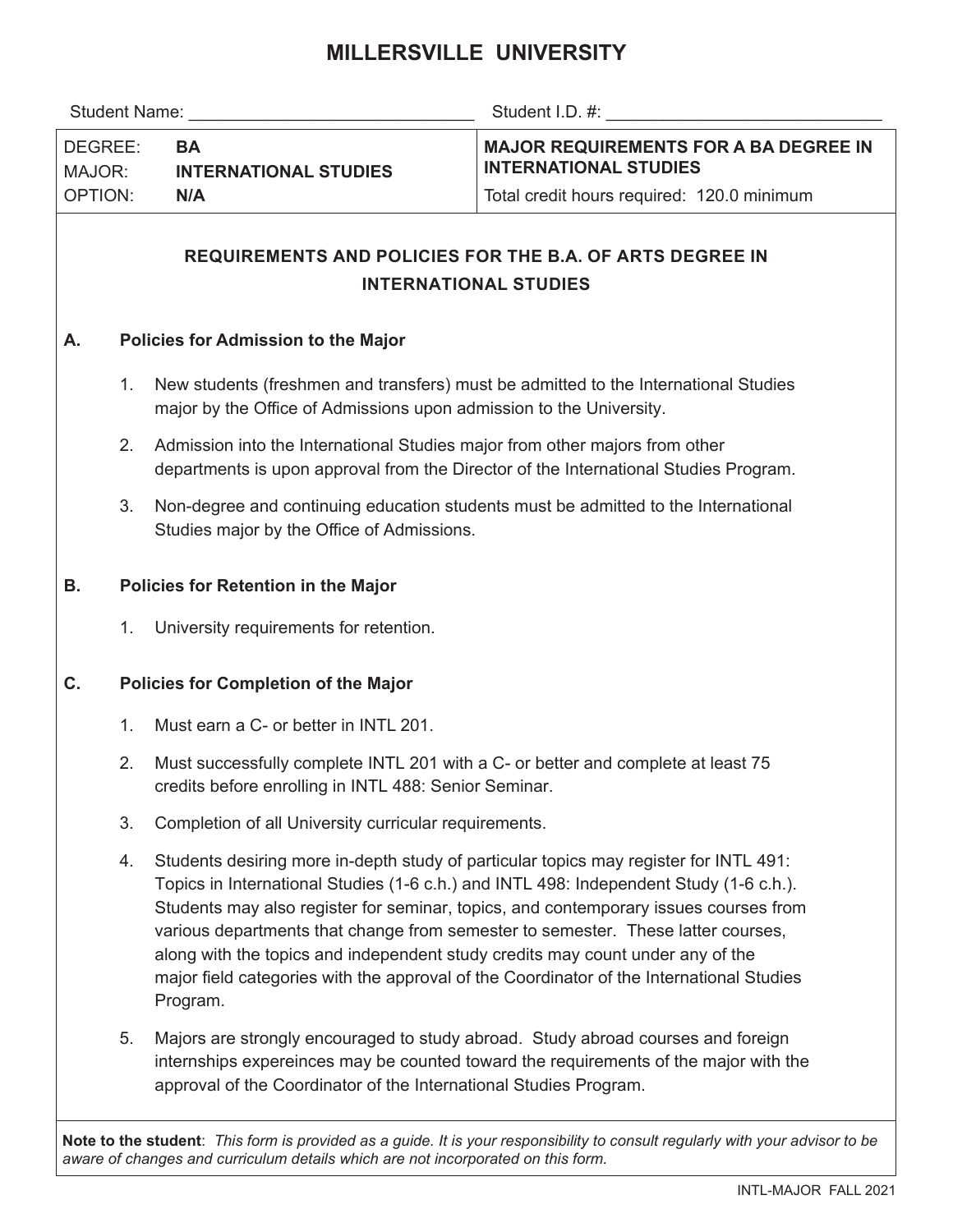# MILLERSVILLE UNIVERSITY

Student Name: ______________________________ Student I.D. #: ____________________________

| DEGREE: **BA**<br>MAJOR: **INTERNATIONAL STUDIES**<br>OPTION: **N/A** | **MAJOR REQUIREMENTS FOR A BA DEGREE IN INTERNATIONAL STUDIES**<br>Total credit hours required: 120.0 minimum |
|---|---|

## REQUIREMENTS AND POLICIES FOR THE B.A. OF ARTS DEGREE IN INTERNATIONAL STUDIES

### A. Policies for Admission to the Major

1. New students (freshmen and transfers) must be admitted to the International Studies major by the Office of Admissions upon admission to the University.
2. Admission into the International Studies major from other majors from other departments is upon approval from the Director of the International Studies Program.
3. Non-degree and continuing education students must be admitted to the International Studies major by the Office of Admissions.

### B. Policies for Retention in the Major

1. University requirements for retention.

### C. Policies for Completion of the Major

1. Must earn a C- or better in INTL 201.
2. Must successfully complete INTL 201 with a C- or better and complete at least 75 credits before enrolling in INTL 488: Senior Seminar.
3. Completion of all University curricular requirements.
4. Students desiring more in-depth study of particular topics may register for INTL 491: Topics in International Studies (1-6 c.h.) and INTL 498: Independent Study (1-6 c.h.). Students may also register for seminar, topics, and contemporary issues courses from various departments that change from semester to semester. These latter courses, along with the topics and independent study credits may count under any of the major field categories with the approval of the Coordinator of the International Studies Program.
5. Majors are strongly encouraged to study abroad. Study abroad courses and foreign internships expereinces may be counted toward the requirements of the major with the approval of the Coordinator of the International Studies Program.

**Note to the student**: *This form is provided as a guide. It is your responsibility to consult regularly with your advisor to be aware of changes and curriculum details which are not incorporated on this form.*

INTL-MAJOR FALL 2021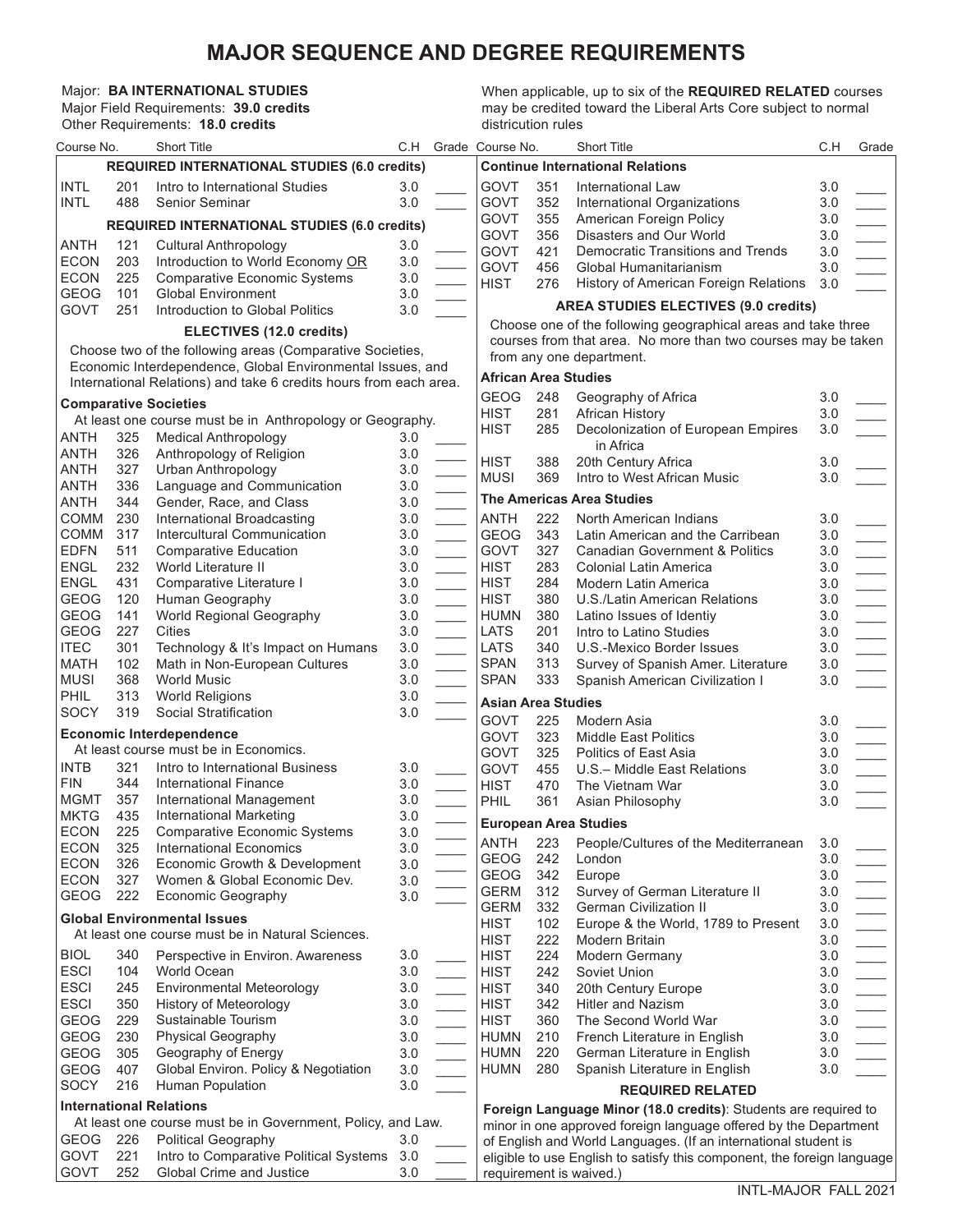# MAJOR SEQUENCE AND DEGREE REQUIREMENTS

Major: **BA INTERNATIONAL STUDIES**
Major Field Requirements: **39.0 credits**
Other Requirements: **18.0 credits**

When applicable, up to six of the **REQUIRED RELATED** courses may be credited toward the Liberal Arts Core subject to normal districution rules

| Course No. | | Short Title | C.H | Grade |
|---|---|---|---|---|
| **REQUIRED INTERNATIONAL STUDIES (6.0 credits)** | | | | |
| INTL | 201 | Intro to International Studies | 3.0 | ____ |
| INTL | 488 | Senior Seminar | 3.0 | ____ |
| **REQUIRED INTERNATIONAL STUDIES (6.0 credits)** | | | | |
| ANTH | 121 | Cultural Anthropology | 3.0 | ____ |
| ECON | 203 | Introduction to World Economy OR | 3.0 | ____ |
| ECON | 225 | Comparative Economic Systems | 3.0 | ____ |
| GEOG | 101 | Global Environment | 3.0 | ____ |
| GOVT | 251 | Introduction to Global Politics | 3.0 | ____ |

### ELECTIVES (12.0 credits)

Choose two of the following areas (Comparative Societies, Economic Interdependence, Global Environmental Issues, and International Relations) and take 6 credits hours from each area.

**Comparative Societies**

At least one course must be in Anthropology or Geography.

| Course No. | | Short Title | C.H | Grade |
|---|---|---|---|---|
| ANTH | 325 | Medical Anthropology | 3.0 | ____ |
| ANTH | 326 | Anthropology of Religion | 3.0 | ____ |
| ANTH | 327 | Urban Anthropology | 3.0 | ____ |
| ANTH | 336 | Language and Communication | 3.0 | ____ |
| ANTH | 344 | Gender, Race, and Class | 3.0 | ____ |
| COMM | 230 | International Broadcasting | 3.0 | ____ |
| COMM | 317 | Intercultural Communication | 3.0 | ____ |
| EDFN | 511 | Comparative Education | 3.0 | ____ |
| ENGL | 232 | World Literature II | 3.0 | ____ |
| ENGL | 431 | Comparative Literature I | 3.0 | ____ |
| GEOG | 120 | Human Geography | 3.0 | ____ |
| GEOG | 141 | World Regional Geography | 3.0 | ____ |
| GEOG | 227 | Cities | 3.0 | ____ |
| ITEC | 301 | Technology & It's Impact on Humans | 3.0 | ____ |
| MATH | 102 | Math in Non-European Cultures | 3.0 | ____ |
| MUSI | 368 | World Music | 3.0 | ____ |
| PHIL | 313 | World Religions | 3.0 | ____ |
| SOCY | 319 | Social Stratification | 3.0 | ____ |

**Economic Interdependence**

At least course must be in Economics.

| Course No. | | Short Title | C.H | Grade |
|---|---|---|---|---|
| INTB | 321 | Intro to International Business | 3.0 | ____ |
| FIN | 344 | International Finance | 3.0 | ____ |
| MGMT | 357 | International Management | 3.0 | ____ |
| MKTG | 435 | International Marketing | 3.0 | ____ |
| ECON | 225 | Comparative Economic Systems | 3.0 | ____ |
| ECON | 325 | International Economics | 3.0 | ____ |
| ECON | 326 | Economic Growth & Development | 3.0 | ____ |
| ECON | 327 | Women & Global Economic Dev. | 3.0 | ____ |
| GEOG | 222 | Economic Geography | 3.0 | ____ |

**Global Environmental Issues**

At least one course must be in Natural Sciences.

| Course No. | | Short Title | C.H | Grade |
|---|---|---|---|---|
| BIOL | 340 | Perspective in Environ. Awareness | 3.0 | ____ |
| ESCI | 104 | World Ocean | 3.0 | ____ |
| ESCI | 245 | Environmental Meteorology | 3.0 | ____ |
| ESCI | 350 | History of Meteorology | 3.0 | ____ |
| GEOG | 229 | Sustainable Tourism | 3.0 | ____ |
| GEOG | 230 | Physical Geography | 3.0 | ____ |
| GEOG | 305 | Geography of Energy | 3.0 | ____ |
| GEOG | 407 | Global Environ. Policy & Negotiation | 3.0 | ____ |
| SOCY | 216 | Human Population | 3.0 | ____ |

**International Relations**

At least one course must be in Government, Policy, and Law.

| Course No. | | Short Title | C.H | Grade |
|---|---|---|---|---|
| GEOG | 226 | Political Geography | 3.0 | ____ |
| GOVT | 221 | Intro to Comparative Political Systems | 3.0 | ____ |
| GOVT | 252 | Global Crime and Justice | 3.0 | ____ |

**Continue International Relations**

| Course No. | | Short Title | C.H | Grade |
|---|---|---|---|---|
| GOVT | 351 | International Law | 3.0 | ____ |
| GOVT | 352 | International Organizations | 3.0 | ____ |
| GOVT | 355 | American Foreign Policy | 3.0 | ____ |
| GOVT | 356 | Disasters and Our World | 3.0 | ____ |
| GOVT | 421 | Democratic Transitions and Trends | 3.0 | ____ |
| GOVT | 456 | Global Humanitarianism | 3.0 | ____ |
| HIST | 276 | History of American Foreign Relations | 3.0 | ____ |

### AREA STUDIES ELECTIVES (9.0 credits)

Choose one of the following geographical areas and take three courses from that area. No more than two courses may be taken from any one department.

**African Area Studies**

| Course No. | | Short Title | C.H | Grade |
|---|---|---|---|---|
| GEOG | 248 | Geography of Africa | 3.0 | ____ |
| HIST | 281 | African History | 3.0 | ____ |
| HIST | 285 | Decolonization of European Empires in Africa | 3.0 | ____ |
| HIST | 388 | 20th Century Africa | 3.0 | ____ |
| MUSI | 369 | Intro to West African Music | 3.0 | ____ |

**The Americas Area Studies**

| Course No. | | Short Title | C.H | Grade |
|---|---|---|---|---|
| ANTH | 222 | North American Indians | 3.0 | ____ |
| GEOG | 343 | Latin American and the Carribean | 3.0 | ____ |
| GOVT | 327 | Canadian Government & Politics | 3.0 | ____ |
| HIST | 283 | Colonial Latin America | 3.0 | ____ |
| HIST | 284 | Modern Latin America | 3.0 | ____ |
| HIST | 380 | U.S./Latin American Relations | 3.0 | ____ |
| HUMN | 380 | Latino Issues of Identiy | 3.0 | ____ |
| LATS | 201 | Intro to Latino Studies | 3.0 | ____ |
| LATS | 340 | U.S.-Mexico Border Issues | 3.0 | ____ |
| SPAN | 313 | Survey of Spanish Amer. Literature | 3.0 | ____ |
| SPAN | 333 | Spanish American Civilization I | 3.0 | ____ |

**Asian Area Studies**

| Course No. | | Short Title | C.H | Grade |
|---|---|---|---|---|
| GOVT | 225 | Modern Asia | 3.0 | ____ |
| GOVT | 323 | Middle East Politics | 3.0 | ____ |
| GOVT | 325 | Politics of East Asia | 3.0 | ____ |
| GOVT | 455 | U.S.– Middle East Relations | 3.0 | ____ |
| HIST | 470 | The Vietnam War | 3.0 | ____ |
| PHIL | 361 | Asian Philosophy | 3.0 | ____ |

**European Area Studies**

| Course No. | | Short Title | C.H | Grade |
|---|---|---|---|---|
| ANTH | 223 | People/Cultures of the Mediterranean | 3.0 | ____ |
| GEOG | 242 | London | 3.0 | ____ |
| GEOG | 342 | Europe | 3.0 | ____ |
| GERM | 312 | Survey of German Literature II | 3.0 | ____ |
| GERM | 332 | German Civilization II | 3.0 | ____ |
| HIST | 102 | Europe & the World, 1789 to Present | 3.0 | ____ |
| HIST | 222 | Modern Britain | 3.0 | ____ |
| HIST | 224 | Modern Germany | 3.0 | ____ |
| HIST | 242 | Soviet Union | 3.0 | ____ |
| HIST | 340 | 20th Century Europe | 3.0 | ____ |
| HIST | 342 | Hitler and Nazism | 3.0 | ____ |
| HIST | 360 | The Second World War | 3.0 | ____ |
| HUMN | 210 | French Literature in English | 3.0 | ____ |
| HUMN | 220 | German Literature in English | 3.0 | ____ |
| HUMN | 280 | Spanish Literature in English | 3.0 | ____ |

### REQUIRED RELATED

**Foreign Language Minor (18.0 credits)**: Students are required to minor in one approved foreign language offered by the Department of English and World Languages. (If an international student is eligible to use English to satisfy this component, the foreign language requirement is waived.)

INTL-MAJOR FALL 2021